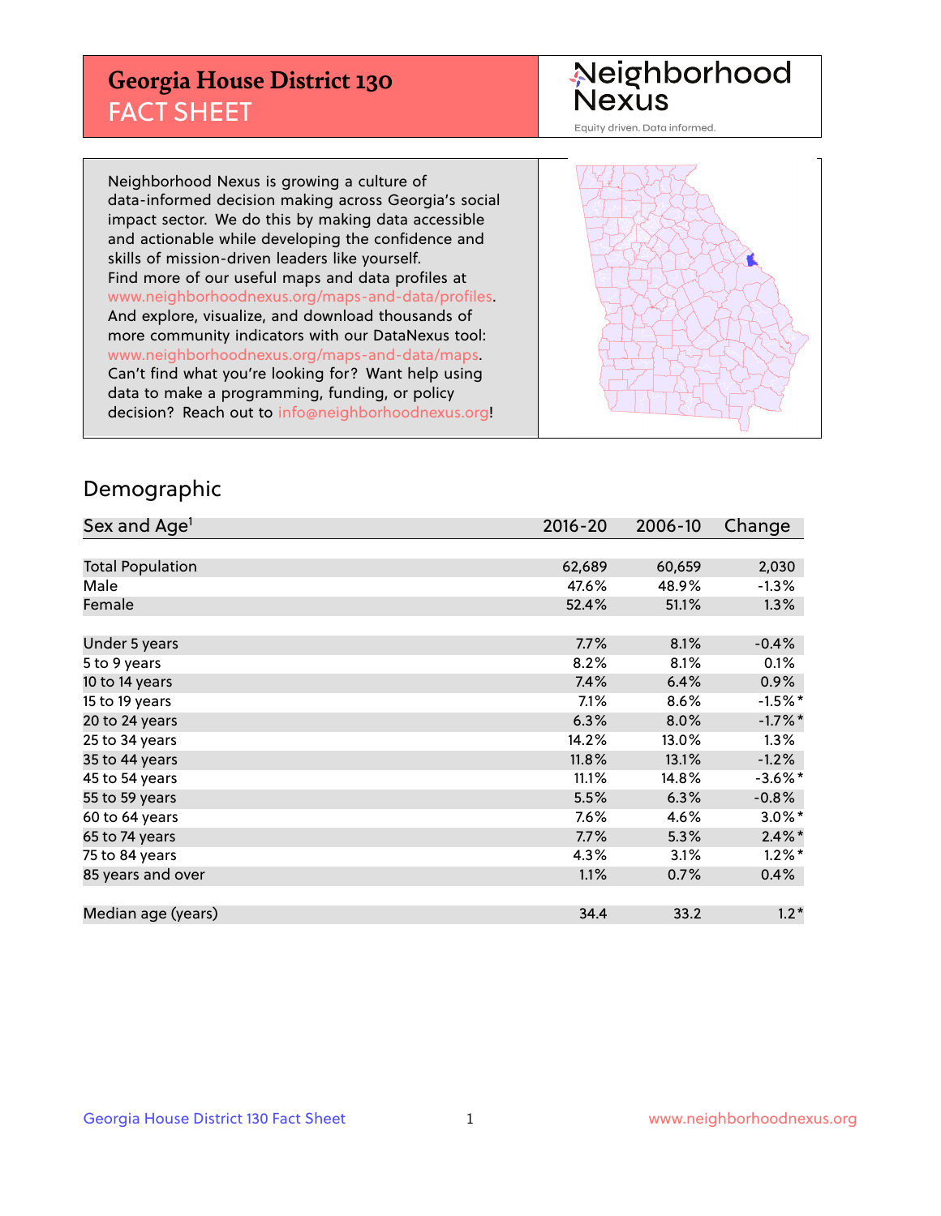# Georgia House District 130 FACT SHEET

Neighborhood Nexus
Equity driven. Data informed.

Neighborhood Nexus is growing a culture of data-informed decision making across Georgia's social impact sector. We do this by making data accessible and actionable while developing the confidence and skills of mission-driven leaders like yourself. Find more of our useful maps and data profiles at www.neighborhoodnexus.org/maps-and-data/profiles. And explore, visualize, and download thousands of more community indicators with our DataNexus tool: www.neighborhoodnexus.org/maps-and-data/maps. Can't find what you're looking for? Want help using data to make a programming, funding, or policy decision? Reach out to info@neighborhoodnexus.org!

## Demographic

| Sex and Age[1] | 2016-20 | 2006-10 | Change |
|---|---|---|---|
| Total Population | 62,689 | 60,659 | 2,030 |
| Male | 47.6% | 48.9% | -1.3% |
| Female | 52.4% | 51.1% | 1.3% |
| Under 5 years | 7.7% | 8.1% | -0.4% |
| 5 to 9 years | 8.2% | 8.1% | 0.1% |
| 10 to 14 years | 7.4% | 6.4% | 0.9% |
| 15 to 19 years | 7.1% | 8.6% | -1.5%* |
| 20 to 24 years | 6.3% | 8.0% | -1.7%* |
| 25 to 34 years | 14.2% | 13.0% | 1.3% |
| 35 to 44 years | 11.8% | 13.1% | -1.2% |
| 45 to 54 years | 11.1% | 14.8% | -3.6%* |
| 55 to 59 years | 5.5% | 6.3% | -0.8% |
| 60 to 64 years | 7.6% | 4.6% | 3.0%* |
| 65 to 74 years | 7.7% | 5.3% | 2.4%* |
| 75 to 84 years | 4.3% | 3.1% | 1.2%* |
| 85 years and over | 1.1% | 0.7% | 0.4% |
| Median age (years) | 34.4 | 33.2 | 1.2* |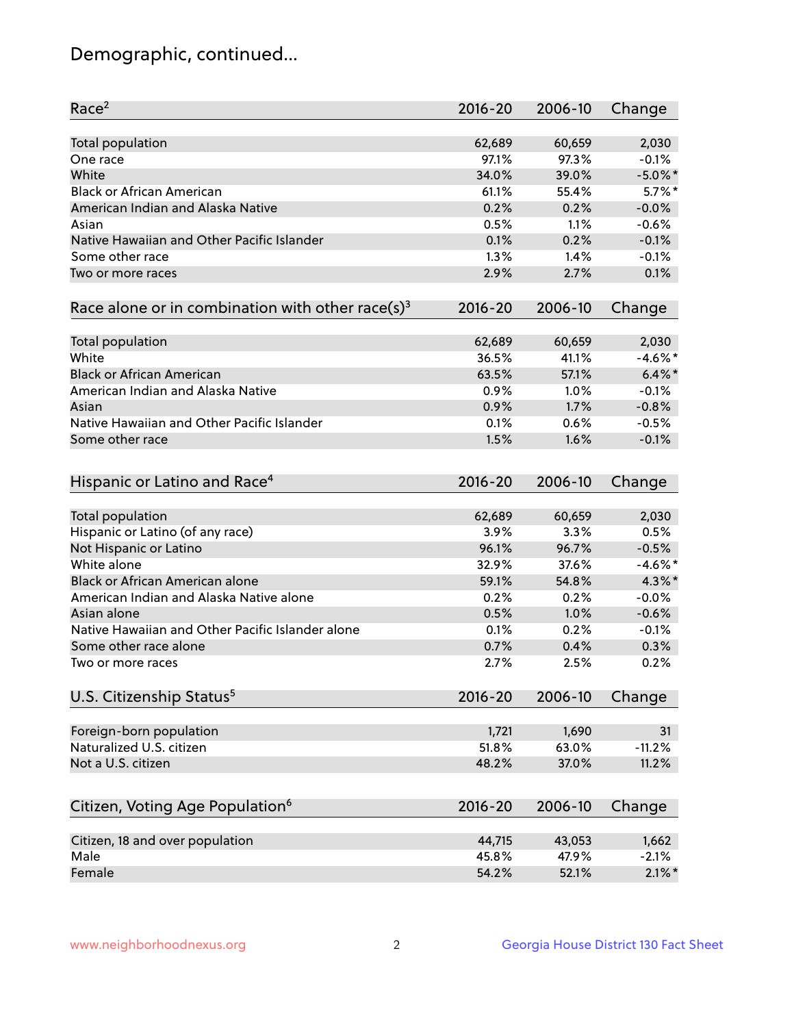# Demographic, continued...

| Race[2] | 2016-20 | 2006-10 | Change |
|---|---|---|---|
| Total population | 62,689 | 60,659 | 2,030 |
| One race | 97.1% | 97.3% | -0.1% |
| White | 34.0% | 39.0% | -5.0%* |
| Black or African American | 61.1% | 55.4% | 5.7%* |
| American Indian and Alaska Native | 0.2% | 0.2% | -0.0% |
| Asian | 0.5% | 1.1% | -0.6% |
| Native Hawaiian and Other Pacific Islander | 0.1% | 0.2% | -0.1% |
| Some other race | 1.3% | 1.4% | -0.1% |
| Two or more races | 2.9% | 2.7% | 0.1% |

| Race alone or in combination with other race(s)[3] | 2016-20 | 2006-10 | Change |
|---|---|---|---|
| Total population | 62,689 | 60,659 | 2,030 |
| White | 36.5% | 41.1% | -4.6%* |
| Black or African American | 63.5% | 57.1% | 6.4%* |
| American Indian and Alaska Native | 0.9% | 1.0% | -0.1% |
| Asian | 0.9% | 1.7% | -0.8% |
| Native Hawaiian and Other Pacific Islander | 0.1% | 0.6% | -0.5% |
| Some other race | 1.5% | 1.6% | -0.1% |

| Hispanic or Latino and Race[4] | 2016-20 | 2006-10 | Change |
|---|---|---|---|
| Total population | 62,689 | 60,659 | 2,030 |
| Hispanic or Latino (of any race) | 3.9% | 3.3% | 0.5% |
| Not Hispanic or Latino | 96.1% | 96.7% | -0.5% |
| White alone | 32.9% | 37.6% | -4.6%* |
| Black or African American alone | 59.1% | 54.8% | 4.3%* |
| American Indian and Alaska Native alone | 0.2% | 0.2% | -0.0% |
| Asian alone | 0.5% | 1.0% | -0.6% |
| Native Hawaiian and Other Pacific Islander alone | 0.1% | 0.2% | -0.1% |
| Some other race alone | 0.7% | 0.4% | 0.3% |
| Two or more races | 2.7% | 2.5% | 0.2% |

| U.S. Citizenship Status[5] | 2016-20 | 2006-10 | Change |
|---|---|---|---|
| Foreign-born population | 1,721 | 1,690 | 31 |
| Naturalized U.S. citizen | 51.8% | 63.0% | -11.2% |
| Not a U.S. citizen | 48.2% | 37.0% | 11.2% |

| Citizen, Voting Age Population[6] | 2016-20 | 2006-10 | Change |
|---|---|---|---|
| Citizen, 18 and over population | 44,715 | 43,053 | 1,662 |
| Male | 45.8% | 47.9% | -2.1% |
| Female | 54.2% | 52.1% | 2.1%* |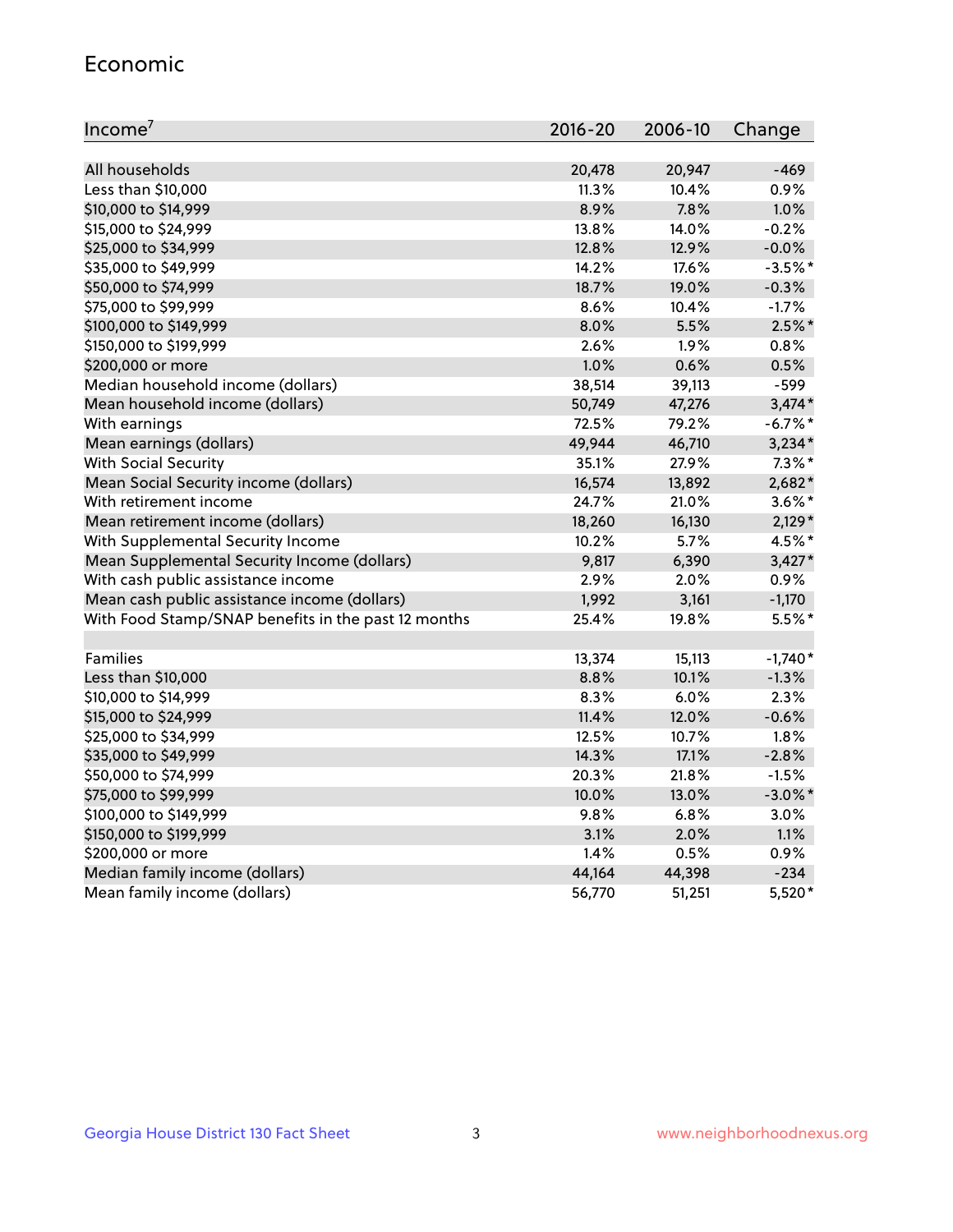## Economic

| Income[7] | 2016-20 | 2006-10 | Change |
|---|---|---|---|
| All households | 20,478 | 20,947 | -469 |
| Less than $10,000 | 11.3% | 10.4% | 0.9% |
| $10,000 to $14,999 | 8.9% | 7.8% | 1.0% |
| $15,000 to $24,999 | 13.8% | 14.0% | -0.2% |
| $25,000 to $34,999 | 12.8% | 12.9% | -0.0% |
| $35,000 to $49,999 | 14.2% | 17.6% | -3.5%* |
| $50,000 to $74,999 | 18.7% | 19.0% | -0.3% |
| $75,000 to $99,999 | 8.6% | 10.4% | -1.7% |
| $100,000 to $149,999 | 8.0% | 5.5% | 2.5%* |
| $150,000 to $199,999 | 2.6% | 1.9% | 0.8% |
| $200,000 or more | 1.0% | 0.6% | 0.5% |
| Median household income (dollars) | 38,514 | 39,113 | -599 |
| Mean household income (dollars) | 50,749 | 47,276 | 3,474* |
| With earnings | 72.5% | 79.2% | -6.7%* |
| Mean earnings (dollars) | 49,944 | 46,710 | 3,234* |
| With Social Security | 35.1% | 27.9% | 7.3%* |
| Mean Social Security income (dollars) | 16,574 | 13,892 | 2,682* |
| With retirement income | 24.7% | 21.0% | 3.6%* |
| Mean retirement income (dollars) | 18,260 | 16,130 | 2,129* |
| With Supplemental Security Income | 10.2% | 5.7% | 4.5%* |
| Mean Supplemental Security Income (dollars) | 9,817 | 6,390 | 3,427* |
| With cash public assistance income | 2.9% | 2.0% | 0.9% |
| Mean cash public assistance income (dollars) | 1,992 | 3,161 | -1,170 |
| With Food Stamp/SNAP benefits in the past 12 months | 25.4% | 19.8% | 5.5%* |
| | | | |
| Families | 13,374 | 15,113 | -1,740* |
| Less than $10,000 | 8.8% | 10.1% | -1.3% |
| $10,000 to $14,999 | 8.3% | 6.0% | 2.3% |
| $15,000 to $24,999 | 11.4% | 12.0% | -0.6% |
| $25,000 to $34,999 | 12.5% | 10.7% | 1.8% |
| $35,000 to $49,999 | 14.3% | 17.1% | -2.8% |
| $50,000 to $74,999 | 20.3% | 21.8% | -1.5% |
| $75,000 to $99,999 | 10.0% | 13.0% | -3.0%* |
| $100,000 to $149,999 | 9.8% | 6.8% | 3.0% |
| $150,000 to $199,999 | 3.1% | 2.0% | 1.1% |
| $200,000 or more | 1.4% | 0.5% | 0.9% |
| Median family income (dollars) | 44,164 | 44,398 | -234 |
| Mean family income (dollars) | 56,770 | 51,251 | 5,520* |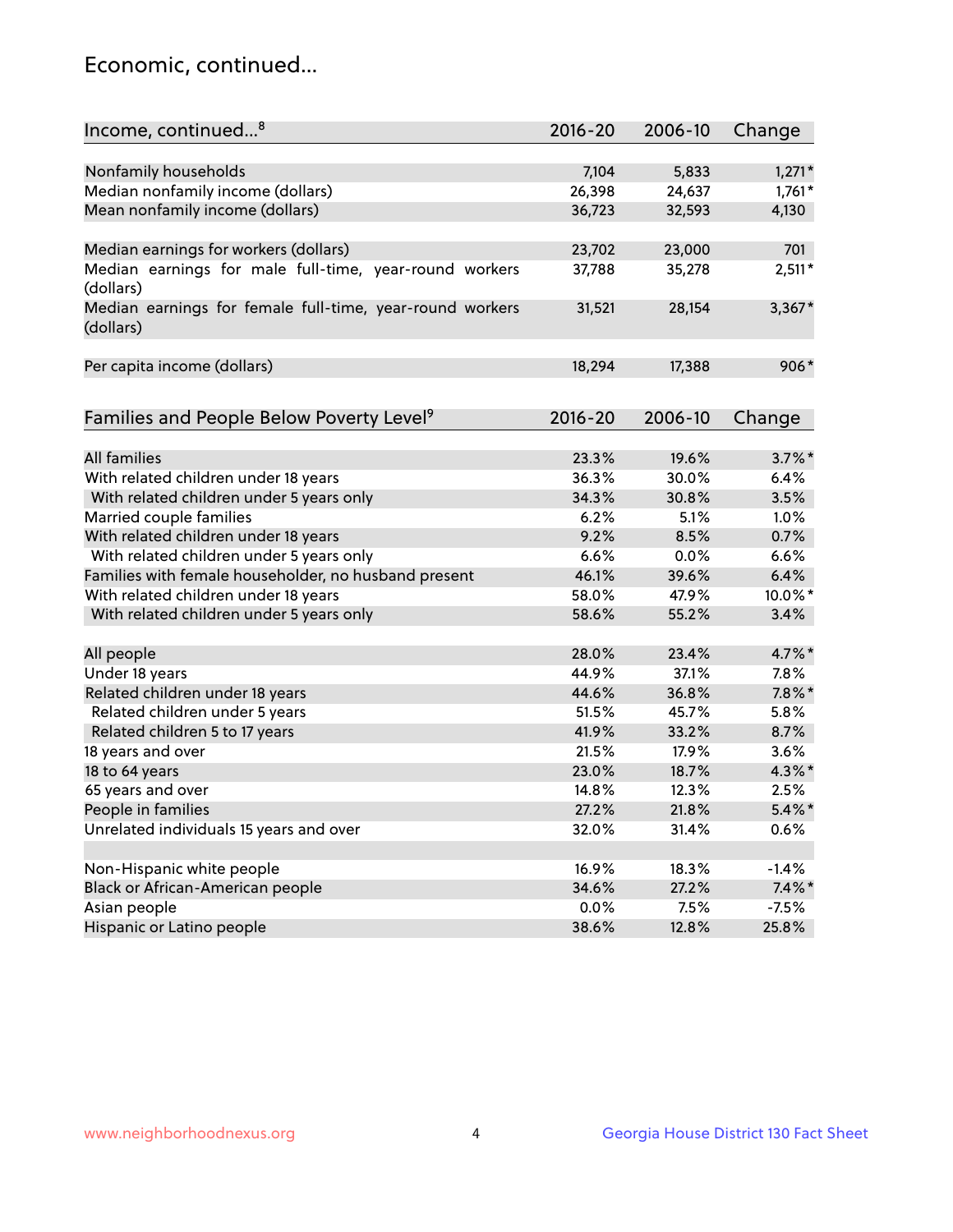# Economic, continued...

| Income, continued...[8] | 2016-20 | 2006-10 | Change |
|---|---|---|---|
| Nonfamily households | 7,104 | 5,833 | 1,271* |
| Median nonfamily income (dollars) | 26,398 | 24,637 | 1,761* |
| Mean nonfamily income (dollars) | 36,723 | 32,593 | 4,130 |
| Median earnings for workers (dollars) | 23,702 | 23,000 | 701 |
| Median earnings for male full-time, year-round workers (dollars) | 37,788 | 35,278 | 2,511* |
| Median earnings for female full-time, year-round workers (dollars) | 31,521 | 28,154 | 3,367* |
| Per capita income (dollars) | 18,294 | 17,388 | 906* |

| Families and People Below Poverty Level[9] | 2016-20 | 2006-10 | Change |
|---|---|---|---|
| All families | 23.3% | 19.6% | 3.7%* |
| With related children under 18 years | 36.3% | 30.0% | 6.4% |
| With related children under 5 years only | 34.3% | 30.8% | 3.5% |
| Married couple families | 6.2% | 5.1% | 1.0% |
| With related children under 18 years | 9.2% | 8.5% | 0.7% |
| With related children under 5 years only | 6.6% | 0.0% | 6.6% |
| Families with female householder, no husband present | 46.1% | 39.6% | 6.4% |
| With related children under 18 years | 58.0% | 47.9% | 10.0%* |
| With related children under 5 years only | 58.6% | 55.2% | 3.4% |
| All people | 28.0% | 23.4% | 4.7%* |
| Under 18 years | 44.9% | 37.1% | 7.8% |
| Related children under 18 years | 44.6% | 36.8% | 7.8%* |
| Related children under 5 years | 51.5% | 45.7% | 5.8% |
| Related children 5 to 17 years | 41.9% | 33.2% | 8.7% |
| 18 years and over | 21.5% | 17.9% | 3.6% |
| 18 to 64 years | 23.0% | 18.7% | 4.3%* |
| 65 years and over | 14.8% | 12.3% | 2.5% |
| People in families | 27.2% | 21.8% | 5.4%* |
| Unrelated individuals 15 years and over | 32.0% | 31.4% | 0.6% |
| Non-Hispanic white people | 16.9% | 18.3% | -1.4% |
| Black or African-American people | 34.6% | 27.2% | 7.4%* |
| Asian people | 0.0% | 7.5% | -7.5% |
| Hispanic or Latino people | 38.6% | 12.8% | 25.8% |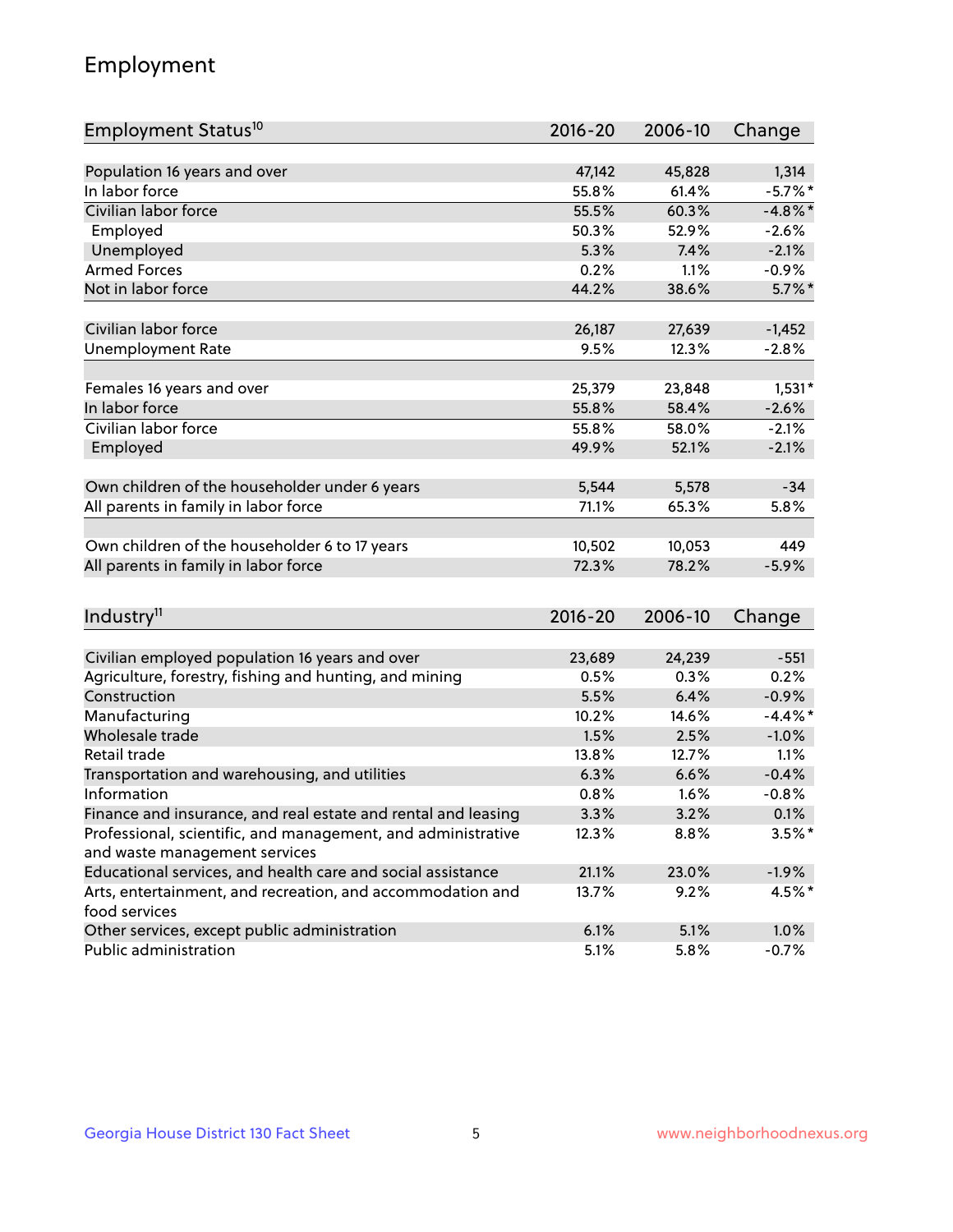## Employment

| Employment Status[10] | 2016-20 | 2006-10 | Change |
|---|---|---|---|
| Population 16 years and over | 47,142 | 45,828 | 1,314 |
| In labor force | 55.8% | 61.4% | -5.7%* |
| Civilian labor force | 55.5% | 60.3% | -4.8%* |
| Employed | 50.3% | 52.9% | -2.6% |
| Unemployed | 5.3% | 7.4% | -2.1% |
| Armed Forces | 0.2% | 1.1% | -0.9% |
| Not in labor force | 44.2% | 38.6% | 5.7%* |
| | | | |
| Civilian labor force | 26,187 | 27,639 | -1,452 |
| Unemployment Rate | 9.5% | 12.3% | -2.8% |
| | | | |
| Females 16 years and over | 25,379 | 23,848 | 1,531* |
| In labor force | 55.8% | 58.4% | -2.6% |
| Civilian labor force | 55.8% | 58.0% | -2.1% |
| Employed | 49.9% | 52.1% | -2.1% |
| | | | |
| Own children of the householder under 6 years | 5,544 | 5,578 | -34 |
| All parents in family in labor force | 71.1% | 65.3% | 5.8% |
| | | | |
| Own children of the householder 6 to 17 years | 10,502 | 10,053 | 449 |
| All parents in family in labor force | 72.3% | 78.2% | -5.9% |

| Industry[11] | 2016-20 | 2006-10 | Change |
|---|---|---|---|
| Civilian employed population 16 years and over | 23,689 | 24,239 | -551 |
| Agriculture, forestry, fishing and hunting, and mining | 0.5% | 0.3% | 0.2% |
| Construction | 5.5% | 6.4% | -0.9% |
| Manufacturing | 10.2% | 14.6% | -4.4%* |
| Wholesale trade | 1.5% | 2.5% | -1.0% |
| Retail trade | 13.8% | 12.7% | 1.1% |
| Transportation and warehousing, and utilities | 6.3% | 6.6% | -0.4% |
| Information | 0.8% | 1.6% | -0.8% |
| Finance and insurance, and real estate and rental and leasing | 3.3% | 3.2% | 0.1% |
| Professional, scientific, and management, and administrative and waste management services | 12.3% | 8.8% | 3.5%* |
| Educational services, and health care and social assistance | 21.1% | 23.0% | -1.9% |
| Arts, entertainment, and recreation, and accommodation and food services | 13.7% | 9.2% | 4.5%* |
| Other services, except public administration | 6.1% | 5.1% | 1.0% |
| Public administration | 5.1% | 5.8% | -0.7% |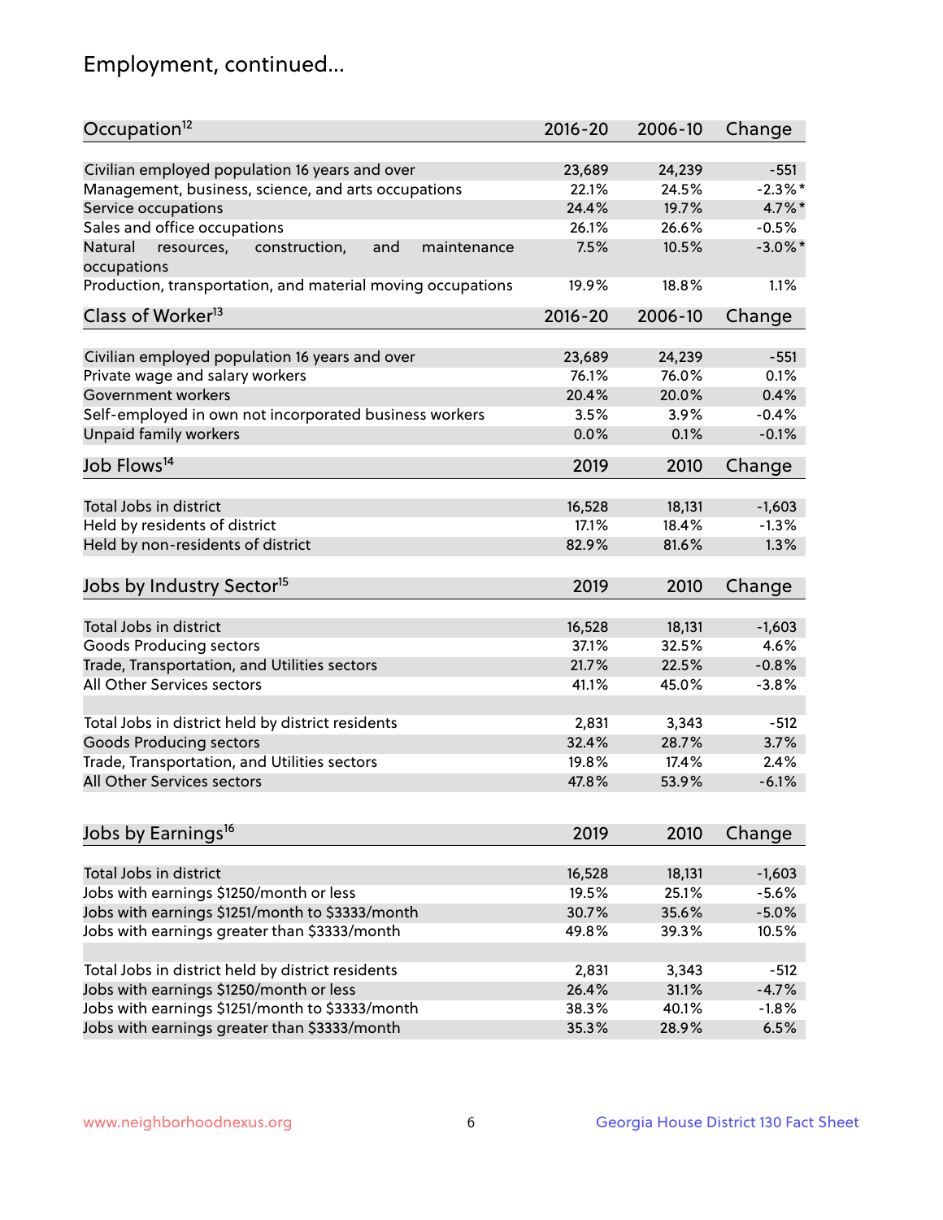# Employment, continued...

| Occupation[12] | 2016-20 | 2006-10 | Change |
|---|---|---|---|
| Civilian employed population 16 years and over | 23,689 | 24,239 | -551 |
| Management, business, science, and arts occupations | 22.1% | 24.5% | -2.3%* |
| Service occupations | 24.4% | 19.7% | 4.7%* |
| Sales and office occupations | 26.1% | 26.6% | -0.5% |
| Natural resources, construction, and maintenance occupations | 7.5% | 10.5% | -3.0%* |
| Production, transportation, and material moving occupations | 19.9% | 18.8% | 1.1% |

| Class of Worker[13] | 2016-20 | 2006-10 | Change |
|---|---|---|---|
| Civilian employed population 16 years and over | 23,689 | 24,239 | -551 |
| Private wage and salary workers | 76.1% | 76.0% | 0.1% |
| Government workers | 20.4% | 20.0% | 0.4% |
| Self-employed in own not incorporated business workers | 3.5% | 3.9% | -0.4% |
| Unpaid family workers | 0.0% | 0.1% | -0.1% |

| Job Flows[14] | 2019 | 2010 | Change |
|---|---|---|---|
| Total Jobs in district | 16,528 | 18,131 | -1,603 |
| Held by residents of district | 17.1% | 18.4% | -1.3% |
| Held by non-residents of district | 82.9% | 81.6% | 1.3% |

| Jobs by Industry Sector[15] | 2019 | 2010 | Change |
|---|---|---|---|
| Total Jobs in district | 16,528 | 18,131 | -1,603 |
| Goods Producing sectors | 37.1% | 32.5% | 4.6% |
| Trade, Transportation, and Utilities sectors | 21.7% | 22.5% | -0.8% |
| All Other Services sectors | 41.1% | 45.0% | -3.8% |
| | | | |
| Total Jobs in district held by district residents | 2,831 | 3,343 | -512 |
| Goods Producing sectors | 32.4% | 28.7% | 3.7% |
| Trade, Transportation, and Utilities sectors | 19.8% | 17.4% | 2.4% |
| All Other Services sectors | 47.8% | 53.9% | -6.1% |

| Jobs by Earnings[16] | 2019 | 2010 | Change |
|---|---|---|---|
| Total Jobs in district | 16,528 | 18,131 | -1,603 |
| Jobs with earnings $1250/month or less | 19.5% | 25.1% | -5.6% |
| Jobs with earnings $1251/month to $3333/month | 30.7% | 35.6% | -5.0% |
| Jobs with earnings greater than $3333/month | 49.8% | 39.3% | 10.5% |
| | | | |
| Total Jobs in district held by district residents | 2,831 | 3,343 | -512 |
| Jobs with earnings $1250/month or less | 26.4% | 31.1% | -4.7% |
| Jobs with earnings $1251/month to $3333/month | 38.3% | 40.1% | -1.8% |
| Jobs with earnings greater than $3333/month | 35.3% | 28.9% | 6.5% |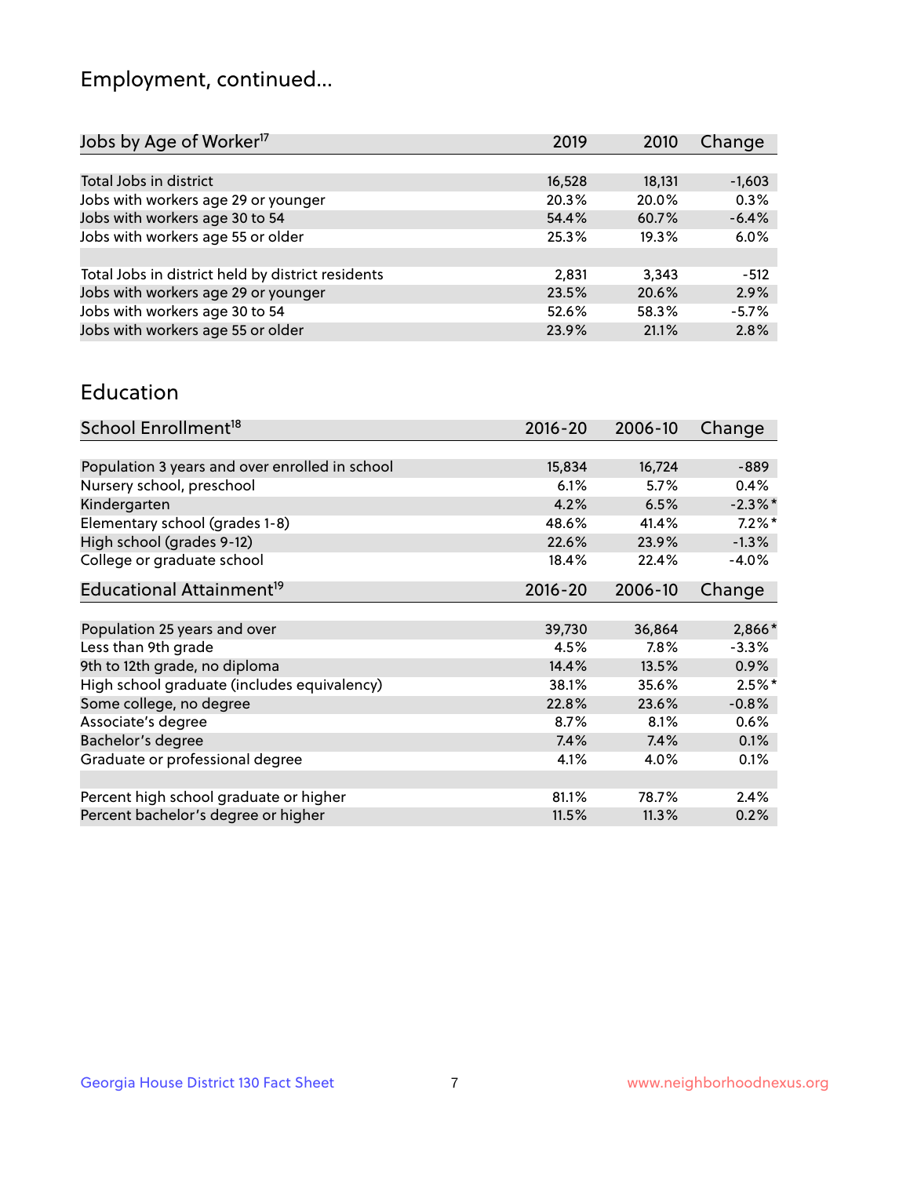# Employment, continued...

| Jobs by Age of Worker[17] | 2019 | 2010 | Change |
|---|---|---|---|
| | | | |
| Total Jobs in district | 16,528 | 18,131 | -1,603 |
| Jobs with workers age 29 or younger | 20.3% | 20.0% | 0.3% |
| Jobs with workers age 30 to 54 | 54.4% | 60.7% | -6.4% |
| Jobs with workers age 55 or older | 25.3% | 19.3% | 6.0% |
| | | | |
| Total Jobs in district held by district residents | 2,831 | 3,343 | -512 |
| Jobs with workers age 29 or younger | 23.5% | 20.6% | 2.9% |
| Jobs with workers age 30 to 54 | 52.6% | 58.3% | -5.7% |
| Jobs with workers age 55 or older | 23.9% | 21.1% | 2.8% |

## Education

| School Enrollment[18] | 2016-20 | 2006-10 | Change |
|---|---|---|---|
| | | | |
| Population 3 years and over enrolled in school | 15,834 | 16,724 | -889 |
| Nursery school, preschool | 6.1% | 5.7% | 0.4% |
| Kindergarten | 4.2% | 6.5% | -2.3%* |
| Elementary school (grades 1-8) | 48.6% | 41.4% | 7.2%* |
| High school (grades 9-12) | 22.6% | 23.9% | -1.3% |
| College or graduate school | 18.4% | 22.4% | -4.0% |

| Educational Attainment[19] | 2016-20 | 2006-10 | Change |
|---|---|---|---|
| | | | |
| Population 25 years and over | 39,730 | 36,864 | 2,866* |
| Less than 9th grade | 4.5% | 7.8% | -3.3% |
| 9th to 12th grade, no diploma | 14.4% | 13.5% | 0.9% |
| High school graduate (includes equivalency) | 38.1% | 35.6% | 2.5%* |
| Some college, no degree | 22.8% | 23.6% | -0.8% |
| Associate's degree | 8.7% | 8.1% | 0.6% |
| Bachelor's degree | 7.4% | 7.4% | 0.1% |
| Graduate or professional degree | 4.1% | 4.0% | 0.1% |
| | | | |
| Percent high school graduate or higher | 81.1% | 78.7% | 2.4% |
| Percent bachelor's degree or higher | 11.5% | 11.3% | 0.2% |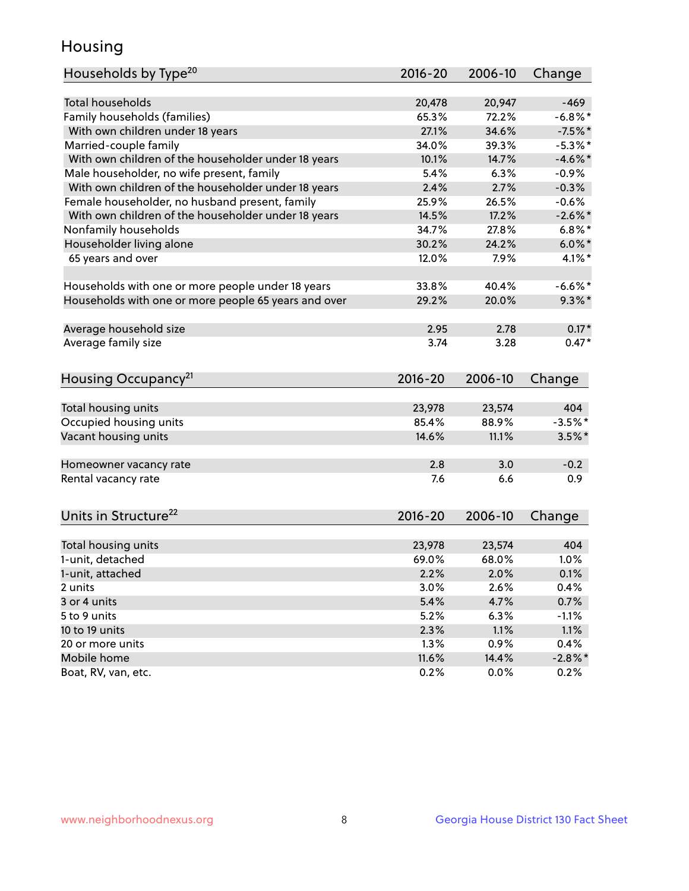# Housing

| Households by Type[20] | 2016-20 | 2006-10 | Change |
|---|---|---|---|
| Total households | 20,478 | 20,947 | -469 |
| Family households (families) | 65.3% | 72.2% | -6.8%* |
| With own children under 18 years | 27.1% | 34.6% | -7.5%* |
| Married-couple family | 34.0% | 39.3% | -5.3%* |
| With own children of the householder under 18 years | 10.1% | 14.7% | -4.6%* |
| Male householder, no wife present, family | 5.4% | 6.3% | -0.9% |
| With own children of the householder under 18 years | 2.4% | 2.7% | -0.3% |
| Female householder, no husband present, family | 25.9% | 26.5% | -0.6% |
| With own children of the householder under 18 years | 14.5% | 17.2% | -2.6%* |
| Nonfamily households | 34.7% | 27.8% | 6.8%* |
| Householder living alone | 30.2% | 24.2% | 6.0%* |
| 65 years and over | 12.0% | 7.9% | 4.1%* |
| | | | |
| Households with one or more people under 18 years | 33.8% | 40.4% | -6.6%* |
| Households with one or more people 65 years and over | 29.2% | 20.0% | 9.3%* |
| | | | |
| Average household size | 2.95 | 2.78 | 0.17* |
| Average family size | 3.74 | 3.28 | 0.47* |

| Housing Occupancy[21] | 2016-20 | 2006-10 | Change |
|---|---|---|---|
| Total housing units | 23,978 | 23,574 | 404 |
| Occupied housing units | 85.4% | 88.9% | -3.5%* |
| Vacant housing units | 14.6% | 11.1% | 3.5%* |
| | | | |
| Homeowner vacancy rate | 2.8 | 3.0 | -0.2 |
| Rental vacancy rate | 7.6 | 6.6 | 0.9 |

| Units in Structure[22] | 2016-20 | 2006-10 | Change |
|---|---|---|---|
| Total housing units | 23,978 | 23,574 | 404 |
| 1-unit, detached | 69.0% | 68.0% | 1.0% |
| 1-unit, attached | 2.2% | 2.0% | 0.1% |
| 2 units | 3.0% | 2.6% | 0.4% |
| 3 or 4 units | 5.4% | 4.7% | 0.7% |
| 5 to 9 units | 5.2% | 6.3% | -1.1% |
| 10 to 19 units | 2.3% | 1.1% | 1.1% |
| 20 or more units | 1.3% | 0.9% | 0.4% |
| Mobile home | 11.6% | 14.4% | -2.8%* |
| Boat, RV, van, etc. | 0.2% | 0.0% | 0.2% |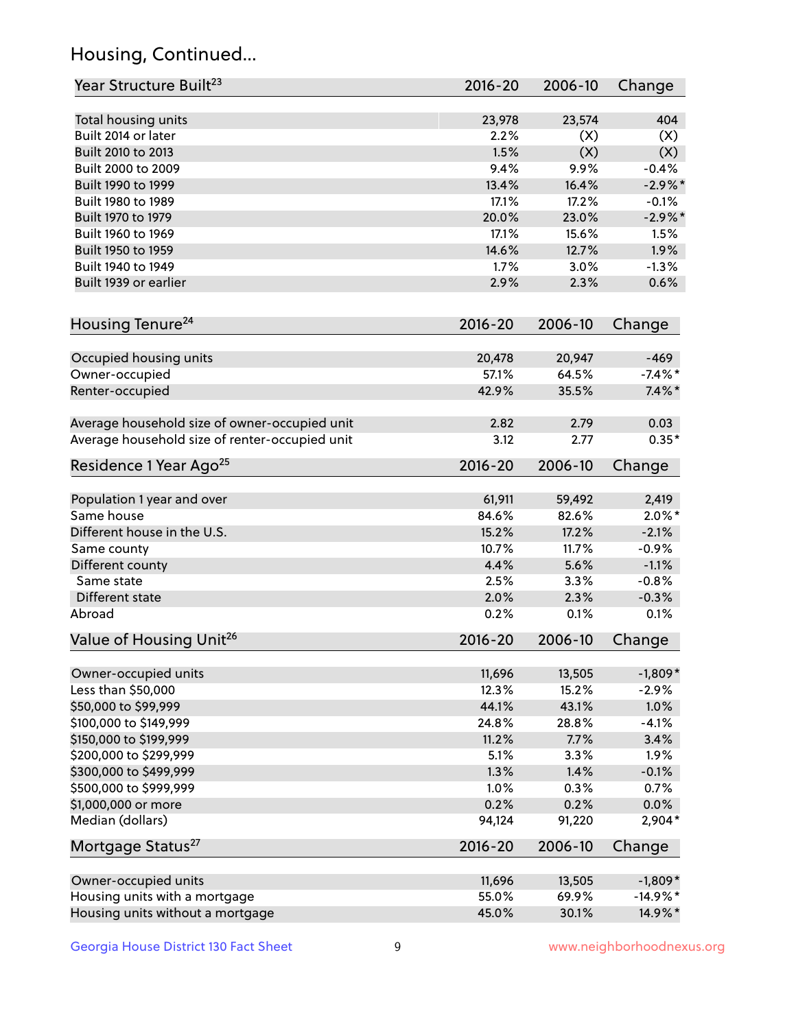## Housing, Continued...

| Year Structure Built[23] | 2016-20 | 2006-10 | Change |
|---|---|---|---|
| Total housing units | 23,978 | 23,574 | 404 |
| Built 2014 or later | 2.2% | (X) | (X) |
| Built 2010 to 2013 | 1.5% | (X) | (X) |
| Built 2000 to 2009 | 9.4% | 9.9% | -0.4% |
| Built 1990 to 1999 | 13.4% | 16.4% | -2.9%* |
| Built 1980 to 1989 | 17.1% | 17.2% | -0.1% |
| Built 1970 to 1979 | 20.0% | 23.0% | -2.9%* |
| Built 1960 to 1969 | 17.1% | 15.6% | 1.5% |
| Built 1950 to 1959 | 14.6% | 12.7% | 1.9% |
| Built 1940 to 1949 | 1.7% | 3.0% | -1.3% |
| Built 1939 or earlier | 2.9% | 2.3% | 0.6% |

| Housing Tenure[24] | 2016-20 | 2006-10 | Change |
|---|---|---|---|
| Occupied housing units | 20,478 | 20,947 | -469 |
| Owner-occupied | 57.1% | 64.5% | -7.4%* |
| Renter-occupied | 42.9% | 35.5% | 7.4%* |
| Average household size of owner-occupied unit | 2.82 | 2.79 | 0.03 |
| Average household size of renter-occupied unit | 3.12 | 2.77 | 0.35* |

| Residence 1 Year Ago[25] | 2016-20 | 2006-10 | Change |
|---|---|---|---|
| Population 1 year and over | 61,911 | 59,492 | 2,419 |
| Same house | 84.6% | 82.6% | 2.0%* |
| Different house in the U.S. | 15.2% | 17.2% | -2.1% |
| Same county | 10.7% | 11.7% | -0.9% |
| Different county | 4.4% | 5.6% | -1.1% |
| Same state | 2.5% | 3.3% | -0.8% |
| Different state | 2.0% | 2.3% | -0.3% |
| Abroad | 0.2% | 0.1% | 0.1% |

| Value of Housing Unit[26] | 2016-20 | 2006-10 | Change |
|---|---|---|---|
| Owner-occupied units | 11,696 | 13,505 | -1,809* |
| Less than $50,000 | 12.3% | 15.2% | -2.9% |
| $50,000 to $99,999 | 44.1% | 43.1% | 1.0% |
| $100,000 to $149,999 | 24.8% | 28.8% | -4.1% |
| $150,000 to $199,999 | 11.2% | 7.7% | 3.4% |
| $200,000 to $299,999 | 5.1% | 3.3% | 1.9% |
| $300,000 to $499,999 | 1.3% | 1.4% | -0.1% |
| $500,000 to $999,999 | 1.0% | 0.3% | 0.7% |
| $1,000,000 or more | 0.2% | 0.2% | 0.0% |
| Median (dollars) | 94,124 | 91,220 | 2,904* |

| Mortgage Status[27] | 2016-20 | 2006-10 | Change |
|---|---|---|---|
| Owner-occupied units | 11,696 | 13,505 | -1,809* |
| Housing units with a mortgage | 55.0% | 69.9% | -14.9%* |
| Housing units without a mortgage | 45.0% | 30.1% | 14.9%* |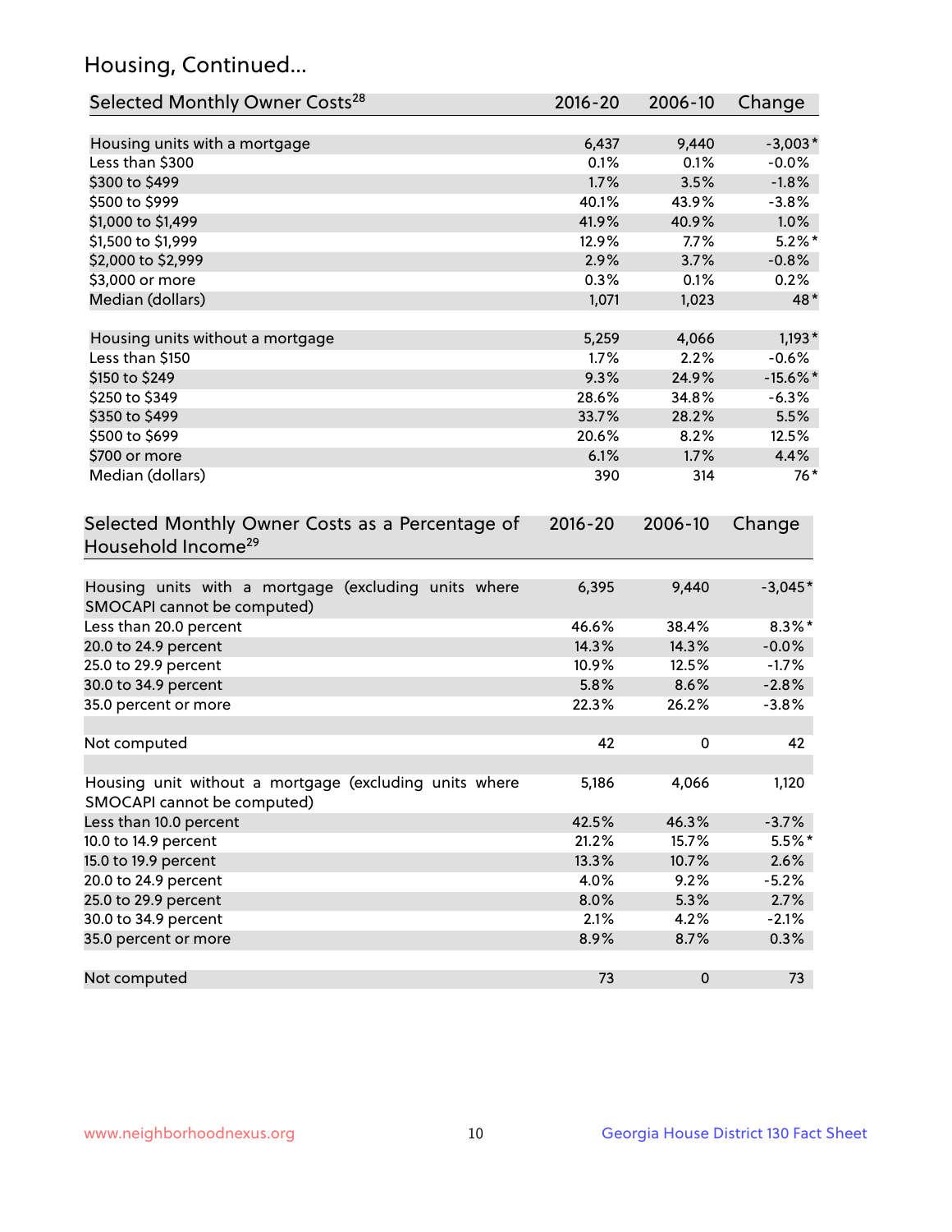## Housing, Continued...

| Selected Monthly Owner Costs[28] | 2016-20 | 2006-10 | Change |
|---|---|---|---|
| Housing units with a mortgage | 6,437 | 9,440 | -3,003* |
| Less than $300 | 0.1% | 0.1% | -0.0% |
| $300 to $499 | 1.7% | 3.5% | -1.8% |
| $500 to $999 | 40.1% | 43.9% | -3.8% |
| $1,000 to $1,499 | 41.9% | 40.9% | 1.0% |
| $1,500 to $1,999 | 12.9% | 7.7% | 5.2%* |
| $2,000 to $2,999 | 2.9% | 3.7% | -0.8% |
| $3,000 or more | 0.3% | 0.1% | 0.2% |
| Median (dollars) | 1,071 | 1,023 | 48* |
| | | | |
| Housing units without a mortgage | 5,259 | 4,066 | 1,193* |
| Less than $150 | 1.7% | 2.2% | -0.6% |
| $150 to $249 | 9.3% | 24.9% | -15.6%* |
| $250 to $349 | 28.6% | 34.8% | -6.3% |
| $350 to $499 | 33.7% | 28.2% | 5.5% |
| $500 to $699 | 20.6% | 8.2% | 12.5% |
| $700 or more | 6.1% | 1.7% | 4.4% |
| Median (dollars) | 390 | 314 | 76* |

| Selected Monthly Owner Costs as a Percentage of Household Income[29] | 2016-20 | 2006-10 | Change |
|---|---|---|---|
| Housing units with a mortgage (excluding units where SMOCAPI cannot be computed) | 6,395 | 9,440 | -3,045* |
| Less than 20.0 percent | 46.6% | 38.4% | 8.3%* |
| 20.0 to 24.9 percent | 14.3% | 14.3% | -0.0% |
| 25.0 to 29.9 percent | 10.9% | 12.5% | -1.7% |
| 30.0 to 34.9 percent | 5.8% | 8.6% | -2.8% |
| 35.0 percent or more | 22.3% | 26.2% | -3.8% |
| | | | |
| Not computed | 42 | 0 | 42 |
| | | | |
| Housing unit without a mortgage (excluding units where SMOCAPI cannot be computed) | 5,186 | 4,066 | 1,120 |
| Less than 10.0 percent | 42.5% | 46.3% | -3.7% |
| 10.0 to 14.9 percent | 21.2% | 15.7% | 5.5%* |
| 15.0 to 19.9 percent | 13.3% | 10.7% | 2.6% |
| 20.0 to 24.9 percent | 4.0% | 9.2% | -5.2% |
| 25.0 to 29.9 percent | 8.0% | 5.3% | 2.7% |
| 30.0 to 34.9 percent | 2.1% | 4.2% | -2.1% |
| 35.0 percent or more | 8.9% | 8.7% | 0.3% |
| | | | |
| Not computed | 73 | 0 | 73 |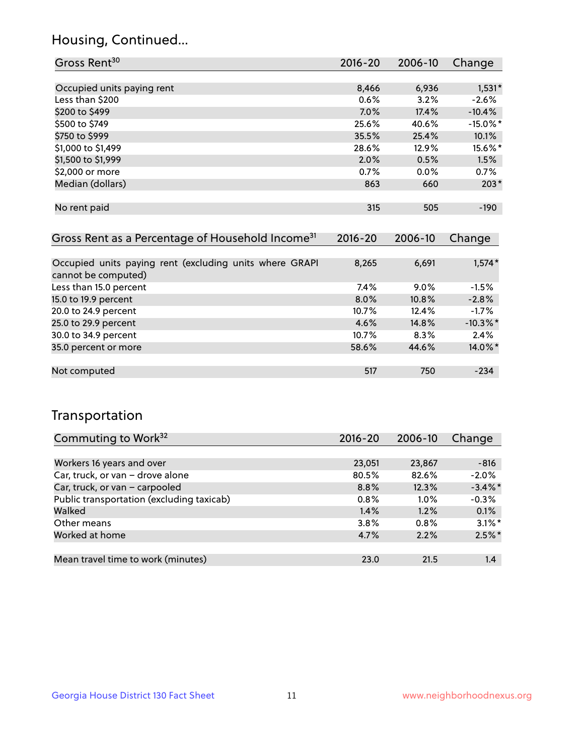## Housing, Continued...

| Gross Rent[30] | 2016-20 | 2006-10 | Change |
|---|---|---|---|
| Occupied units paying rent | 8,466 | 6,936 | 1,531* |
| Less than $200 | 0.6% | 3.2% | -2.6% |
| $200 to $499 | 7.0% | 17.4% | -10.4% |
| $500 to $749 | 25.6% | 40.6% | -15.0%* |
| $750 to $999 | 35.5% | 25.4% | 10.1% |
| $1,000 to $1,499 | 28.6% | 12.9% | 15.6%* |
| $1,500 to $1,999 | 2.0% | 0.5% | 1.5% |
| $2,000 or more | 0.7% | 0.0% | 0.7% |
| Median (dollars) | 863 | 660 | 203* |
| No rent paid | 315 | 505 | -190 |

| Gross Rent as a Percentage of Household Income[31] | 2016-20 | 2006-10 | Change |
|---|---|---|---|
| Occupied units paying rent (excluding units where GRAPI cannot be computed) | 8,265 | 6,691 | 1,574* |
| Less than 15.0 percent | 7.4% | 9.0% | -1.5% |
| 15.0 to 19.9 percent | 8.0% | 10.8% | -2.8% |
| 20.0 to 24.9 percent | 10.7% | 12.4% | -1.7% |
| 25.0 to 29.9 percent | 4.6% | 14.8% | -10.3%* |
| 30.0 to 34.9 percent | 10.7% | 8.3% | 2.4% |
| 35.0 percent or more | 58.6% | 44.6% | 14.0%* |
| Not computed | 517 | 750 | -234 |

## Transportation

| Commuting to Work[32] | 2016-20 | 2006-10 | Change |
|---|---|---|---|
| Workers 16 years and over | 23,051 | 23,867 | -816 |
| Car, truck, or van – drove alone | 80.5% | 82.6% | -2.0% |
| Car, truck, or van – carpooled | 8.8% | 12.3% | -3.4%* |
| Public transportation (excluding taxicab) | 0.8% | 1.0% | -0.3% |
| Walked | 1.4% | 1.2% | 0.1% |
| Other means | 3.8% | 0.8% | 3.1%* |
| Worked at home | 4.7% | 2.2% | 2.5%* |
| Mean travel time to work (minutes) | 23.0 | 21.5 | 1.4 |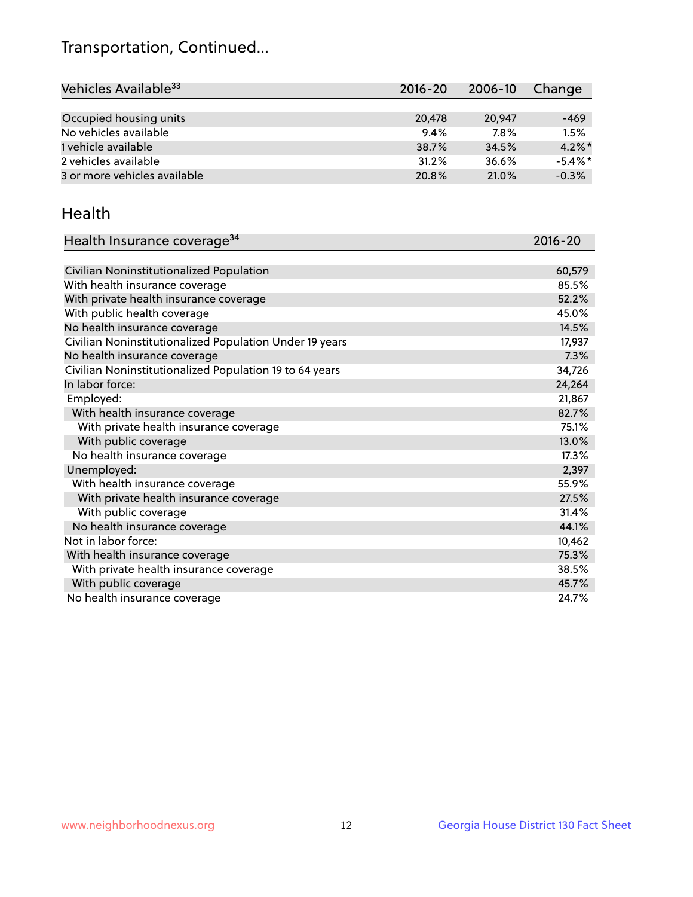# Transportation, Continued...

| Vehicles Available[33] | 2016-20 | 2006-10 | Change |
|---|---|---|---|
| Occupied housing units | 20,478 | 20,947 | -469 |
| No vehicles available | 9.4% | 7.8% | 1.5% |
| 1 vehicle available | 38.7% | 34.5% | 4.2%* |
| 2 vehicles available | 31.2% | 36.6% | -5.4%* |
| 3 or more vehicles available | 20.8% | 21.0% | -0.3% |

## Health

| Health Insurance coverage[34] | 2016-20 |
|---|---|
| Civilian Noninstitutionalized Population | 60,579 |
| With health insurance coverage | 85.5% |
| With private health insurance coverage | 52.2% |
| With public health coverage | 45.0% |
| No health insurance coverage | 14.5% |
| Civilian Noninstitutionalized Population Under 19 years | 17,937 |
| No health insurance coverage | 7.3% |
| Civilian Noninstitutionalized Population 19 to 64 years | 34,726 |
| In labor force: | 24,264 |
| Employed: | 21,867 |
| With health insurance coverage | 82.7% |
| With private health insurance coverage | 75.1% |
| With public coverage | 13.0% |
| No health insurance coverage | 17.3% |
| Unemployed: | 2,397 |
| With health insurance coverage | 55.9% |
| With private health insurance coverage | 27.5% |
| With public coverage | 31.4% |
| No health insurance coverage | 44.1% |
| Not in labor force: | 10,462 |
| With health insurance coverage | 75.3% |
| With private health insurance coverage | 38.5% |
| With public coverage | 45.7% |
| No health insurance coverage | 24.7% |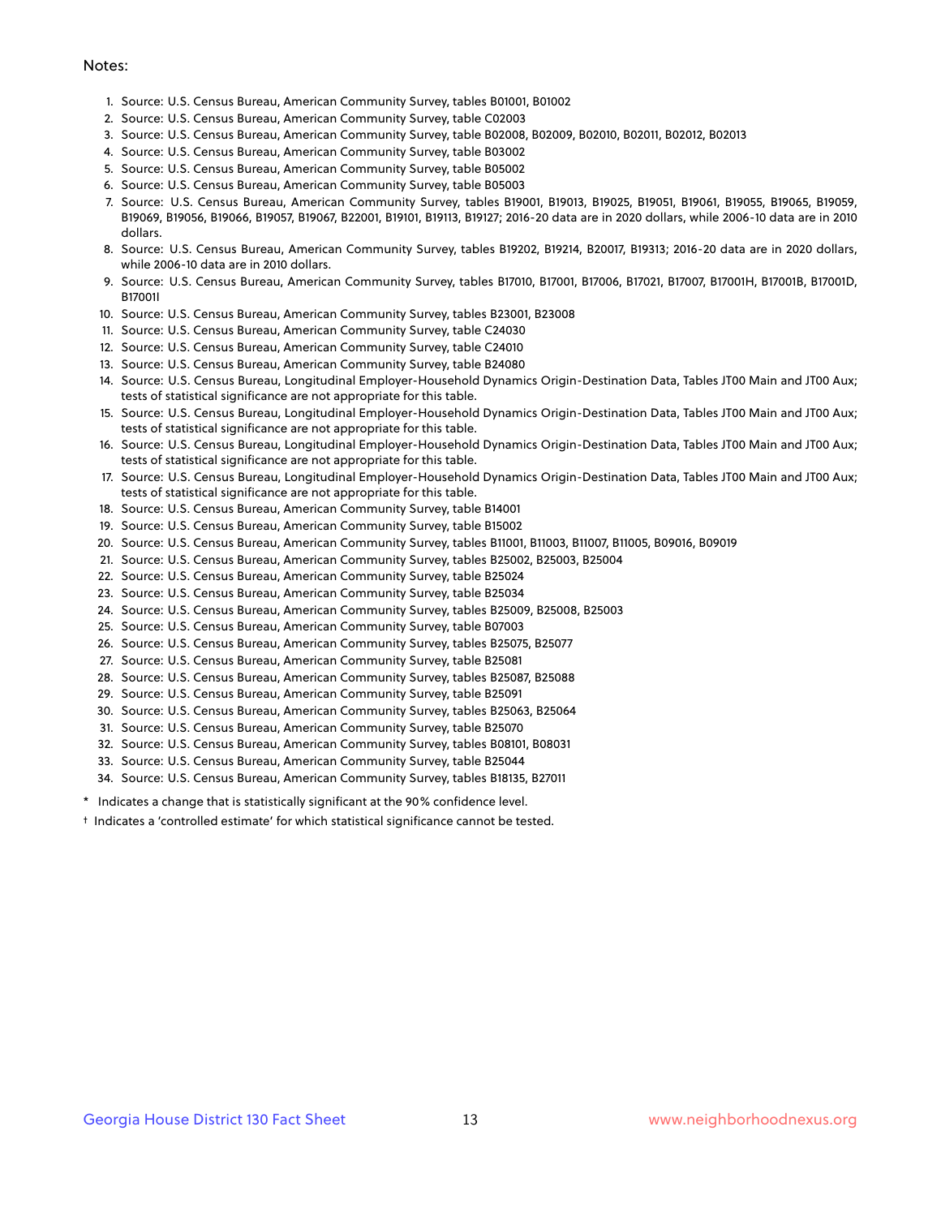Notes:

1. Source: U.S. Census Bureau, American Community Survey, tables B01001, B01002
2. Source: U.S. Census Bureau, American Community Survey, table C02003
3. Source: U.S. Census Bureau, American Community Survey, table B02008, B02009, B02010, B02011, B02012, B02013
4. Source: U.S. Census Bureau, American Community Survey, table B03002
5. Source: U.S. Census Bureau, American Community Survey, table B05002
6. Source: U.S. Census Bureau, American Community Survey, table B05003
7. Source: U.S. Census Bureau, American Community Survey, tables B19001, B19013, B19025, B19051, B19061, B19055, B19065, B19059, B19069, B19056, B19066, B19057, B19067, B22001, B19101, B19113, B19127; 2016-20 data are in 2020 dollars, while 2006-10 data are in 2010 dollars.
8. Source: U.S. Census Bureau, American Community Survey, tables B19202, B19214, B20017, B19313; 2016-20 data are in 2020 dollars, while 2006-10 data are in 2010 dollars.
9. Source: U.S. Census Bureau, American Community Survey, tables B17010, B17001, B17006, B17021, B17007, B17001H, B17001B, B17001D, B17001I
10. Source: U.S. Census Bureau, American Community Survey, tables B23001, B23008
11. Source: U.S. Census Bureau, American Community Survey, table C24030
12. Source: U.S. Census Bureau, American Community Survey, table C24010
13. Source: U.S. Census Bureau, American Community Survey, table B24080
14. Source: U.S. Census Bureau, Longitudinal Employer-Household Dynamics Origin-Destination Data, Tables JT00 Main and JT00 Aux; tests of statistical significance are not appropriate for this table.
15. Source: U.S. Census Bureau, Longitudinal Employer-Household Dynamics Origin-Destination Data, Tables JT00 Main and JT00 Aux; tests of statistical significance are not appropriate for this table.
16. Source: U.S. Census Bureau, Longitudinal Employer-Household Dynamics Origin-Destination Data, Tables JT00 Main and JT00 Aux; tests of statistical significance are not appropriate for this table.
17. Source: U.S. Census Bureau, Longitudinal Employer-Household Dynamics Origin-Destination Data, Tables JT00 Main and JT00 Aux; tests of statistical significance are not appropriate for this table.
18. Source: U.S. Census Bureau, American Community Survey, table B14001
19. Source: U.S. Census Bureau, American Community Survey, table B15002
20. Source: U.S. Census Bureau, American Community Survey, tables B11001, B11003, B11007, B11005, B09016, B09019
21. Source: U.S. Census Bureau, American Community Survey, tables B25002, B25003, B25004
22. Source: U.S. Census Bureau, American Community Survey, table B25024
23. Source: U.S. Census Bureau, American Community Survey, table B25034
24. Source: U.S. Census Bureau, American Community Survey, tables B25009, B25008, B25003
25. Source: U.S. Census Bureau, American Community Survey, table B07003
26. Source: U.S. Census Bureau, American Community Survey, tables B25075, B25077
27. Source: U.S. Census Bureau, American Community Survey, table B25081
28. Source: U.S. Census Bureau, American Community Survey, tables B25087, B25088
29. Source: U.S. Census Bureau, American Community Survey, table B25091
30. Source: U.S. Census Bureau, American Community Survey, tables B25063, B25064
31. Source: U.S. Census Bureau, American Community Survey, table B25070
32. Source: U.S. Census Bureau, American Community Survey, tables B08101, B08031
33. Source: U.S. Census Bureau, American Community Survey, table B25044
34. Source: U.S. Census Bureau, American Community Survey, tables B18135, B27011

\* Indicates a change that is statistically significant at the 90% confidence level.

† Indicates a 'controlled estimate' for which statistical significance cannot be tested.